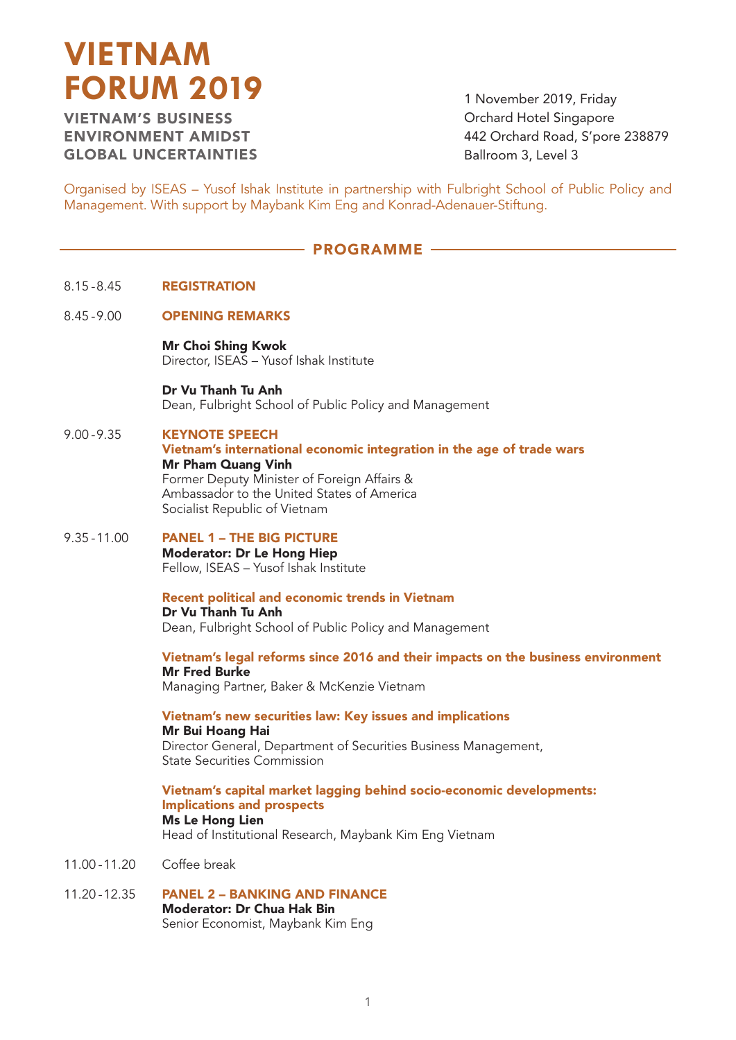# VIETNAM FORUM 2019

## VIETNAM'S BUSINESS ENVIRONMENT AMIDST GLOBAL UNCERTAINTIES

1 November 2019, Friday
Orchard Hotel Singapore
442 Orchard Road, S'pore 238879
Ballroom 3, Level 3

Organised by ISEAS – Yusof Ishak Institute in partnership with Fulbright School of Public Policy and Management. With support by Maybank Kim Eng and Konrad-Adenauer-Stiftung.

## PROGRAMME

**8.15 - 8.45 REGISTRATION**

**8.45 - 9.00 OPENING REMARKS**

**Mr Choi Shing Kwok**
Director, ISEAS – Yusof Ishak Institute

**Dr Vu Thanh Tu Anh**
Dean, Fulbright School of Public Policy and Management

**9.00 - 9.35 KEYNOTE SPEECH**

**Vietnam's international economic integration in the age of trade wars**
**Mr Pham Quang Vinh**
Former Deputy Minister of Foreign Affairs &
Ambassador to the United States of America
Socialist Republic of Vietnam

**9.35 - 11.00 PANEL 1 – THE BIG PICTURE**

**Moderator: Dr Le Hong Hiep**
Fellow, ISEAS – Yusof Ishak Institute

**Recent political and economic trends in Vietnam**
**Dr Vu Thanh Tu Anh**
Dean, Fulbright School of Public Policy and Management

**Vietnam's legal reforms since 2016 and their impacts on the business environment**
**Mr Fred Burke**
Managing Partner, Baker & McKenzie Vietnam

**Vietnam's new securities law: Key issues and implications**
**Mr Bui Hoang Hai**
Director General, Department of Securities Business Management,
State Securities Commission

**Vietnam's capital market lagging behind socio-economic developments: Implications and prospects**
**Ms Le Hong Lien**
Head of Institutional Research, Maybank Kim Eng Vietnam

11.00 - 11.20 Coffee break

**11.20 - 12.35 PANEL 2 – BANKING AND FINANCE**

**Moderator: Dr Chua Hak Bin**
Senior Economist, Maybank Kim Eng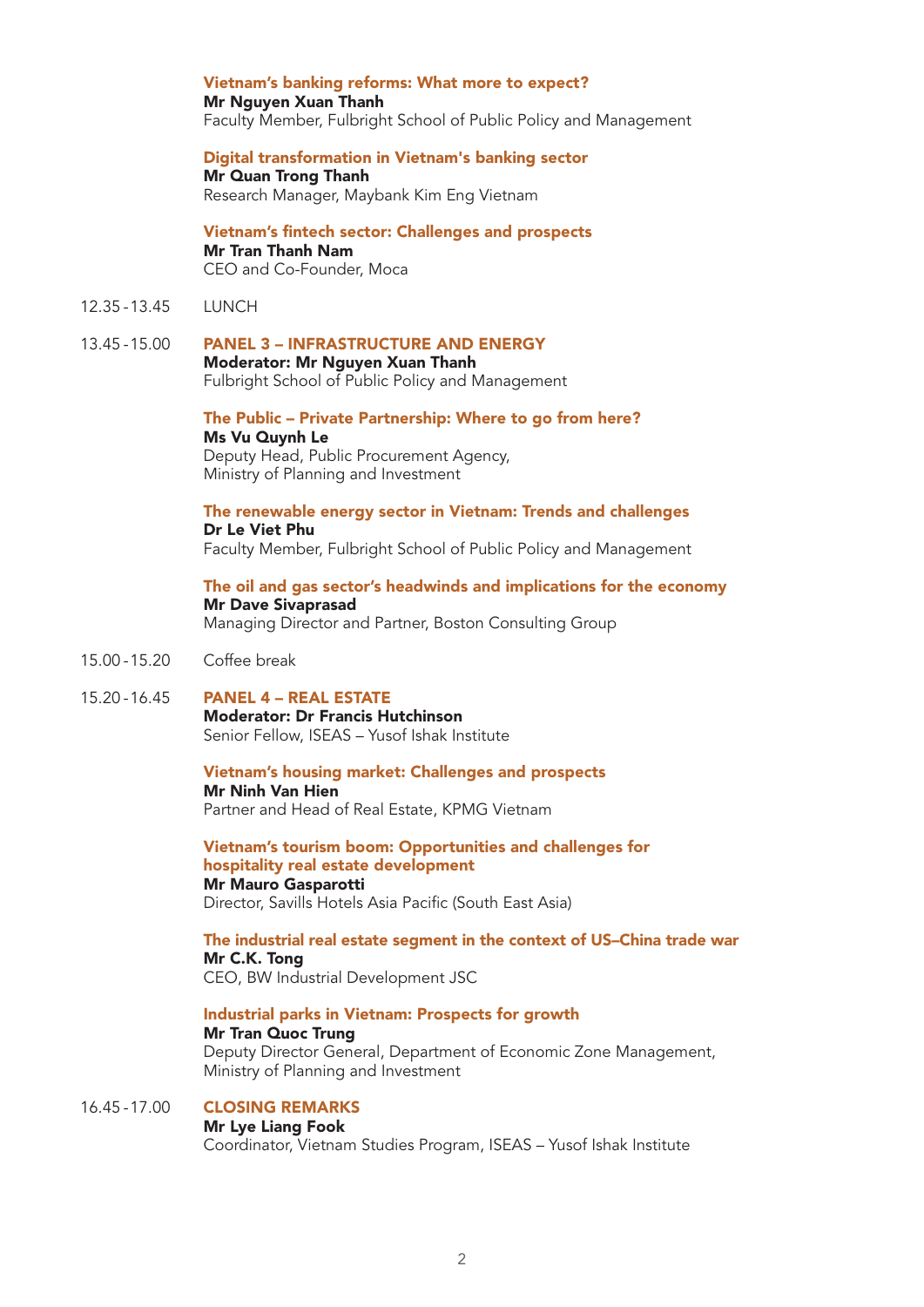**Vietnam's banking reforms: What more to expect?**
**Mr Nguyen Xuan Thanh**
Faculty Member, Fulbright School of Public Policy and Management

**Digital transformation in Vietnam's banking sector**
**Mr Quan Trong Thanh**
Research Manager, Maybank Kim Eng Vietnam

**Vietnam's fintech sector: Challenges and prospects**
**Mr Tran Thanh Nam**
CEO and Co-Founder, Moca

12.35 - 13.45 LUNCH

13.45 - 15.00 **PANEL 3 – INFRASTRUCTURE AND ENERGY**
**Moderator: Mr Nguyen Xuan Thanh**
Fulbright School of Public Policy and Management

**The Public – Private Partnership: Where to go from here?**
**Ms Vu Quynh Le**
Deputy Head, Public Procurement Agency,
Ministry of Planning and Investment

**The renewable energy sector in Vietnam: Trends and challenges**
**Dr Le Viet Phu**
Faculty Member, Fulbright School of Public Policy and Management

**The oil and gas sector's headwinds and implications for the economy**
**Mr Dave Sivaprasad**
Managing Director and Partner, Boston Consulting Group

15.00 - 15.20 Coffee break

15.20 - 16.45 **PANEL 4 – REAL ESTATE**
**Moderator: Dr Francis Hutchinson**
Senior Fellow, ISEAS – Yusof Ishak Institute

**Vietnam's housing market: Challenges and prospects**
**Mr Ninh Van Hien**
Partner and Head of Real Estate, KPMG Vietnam

**Vietnam's tourism boom: Opportunities and challenges for hospitality real estate development**
**Mr Mauro Gasparotti**
Director, Savills Hotels Asia Pacific (South East Asia)

**The industrial real estate segment in the context of US–China trade war**
**Mr C.K. Tong**
CEO, BW Industrial Development JSC

**Industrial parks in Vietnam: Prospects for growth**
**Mr Tran Quoc Trung**
Deputy Director General, Department of Economic Zone Management,
Ministry of Planning and Investment

16.45 - 17.00 **CLOSING REMARKS**
**Mr Lye Liang Fook**
Coordinator, Vietnam Studies Program, ISEAS – Yusof Ishak Institute